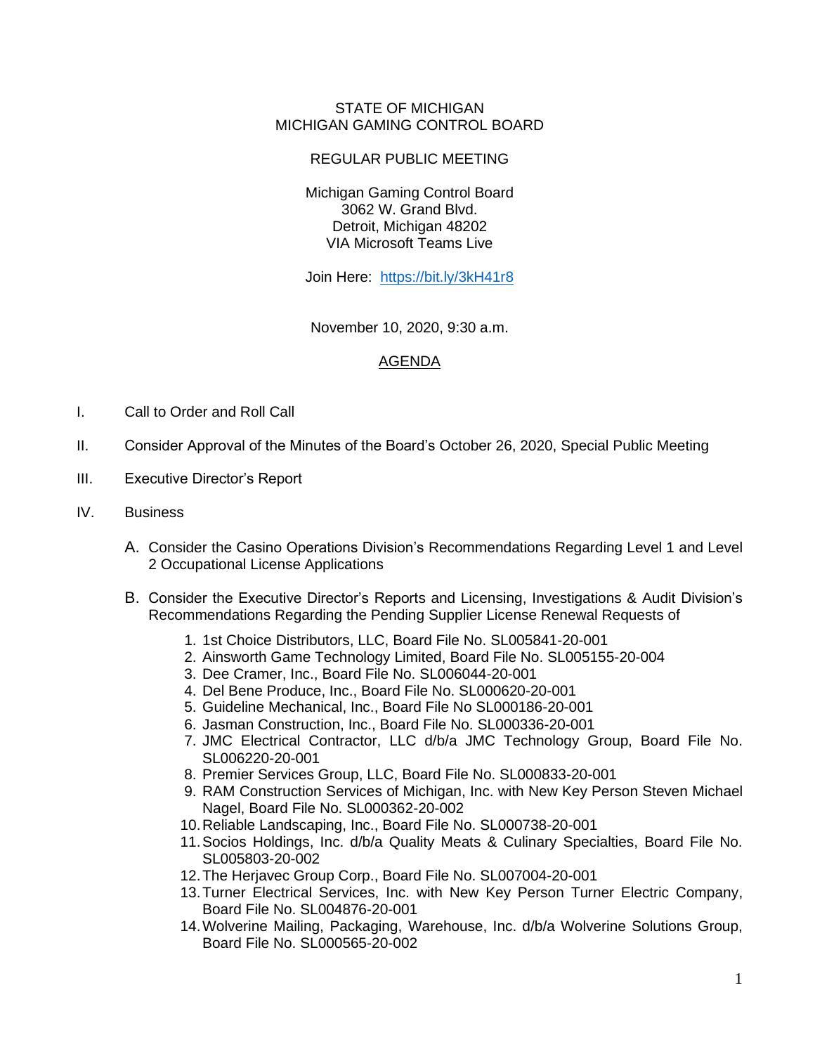STATE OF MICHIGAN
MICHIGAN GAMING CONTROL BOARD

REGULAR PUBLIC MEETING

Michigan Gaming Control Board
3062 W. Grand Blvd.
Detroit, Michigan 48202
VIA Microsoft Teams Live

Join Here: [https://bit.ly/3kH41r8](https://bit.ly/3kH41r8)

November 10, 2020, 9:30 a.m.

## AGENDA

I. Call to Order and Roll Call

II. Consider Approval of the Minutes of the Board's October 26, 2020, Special Public Meeting

III. Executive Director's Report

IV. Business

A. Consider the Casino Operations Division's Recommendations Regarding Level 1 and Level 2 Occupational License Applications

B. Consider the Executive Director's Reports and Licensing, Investigations & Audit Division's Recommendations Regarding the Pending Supplier License Renewal Requests of

1. 1st Choice Distributors, LLC, Board File No. SL005841-20-001
2. Ainsworth Game Technology Limited, Board File No. SL005155-20-004
3. Dee Cramer, Inc., Board File No. SL006044-20-001
4. Del Bene Produce, Inc., Board File No. SL000620-20-001
5. Guideline Mechanical, Inc., Board File No SL000186-20-001
6. Jasman Construction, Inc., Board File No. SL000336-20-001
7. JMC Electrical Contractor, LLC d/b/a JMC Technology Group, Board File No. SL006220-20-001
8. Premier Services Group, LLC, Board File No. SL000833-20-001
9. RAM Construction Services of Michigan, Inc. with New Key Person Steven Michael Nagel, Board File No. SL000362-20-002
10. Reliable Landscaping, Inc., Board File No. SL000738-20-001
11. Socios Holdings, Inc. d/b/a Quality Meats & Culinary Specialties, Board File No. SL005803-20-002
12. The Herjavec Group Corp., Board File No. SL007004-20-001
13. Turner Electrical Services, Inc. with New Key Person Turner Electric Company, Board File No. SL004876-20-001
14. Wolverine Mailing, Packaging, Warehouse, Inc. d/b/a Wolverine Solutions Group, Board File No. SL000565-20-002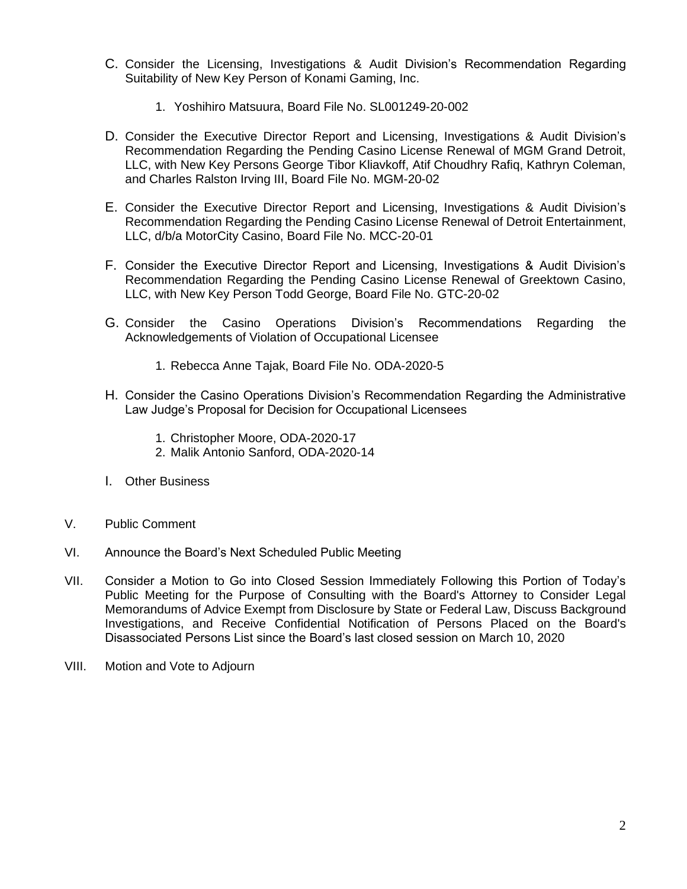C. Consider the Licensing, Investigations & Audit Division's Recommendation Regarding Suitability of New Key Person of Konami Gaming, Inc.

    1. Yoshihiro Matsuura, Board File No. SL001249-20-002

D. Consider the Executive Director Report and Licensing, Investigations & Audit Division's Recommendation Regarding the Pending Casino License Renewal of MGM Grand Detroit, LLC, with New Key Persons George Tibor Kliavkoff, Atif Choudhry Rafiq, Kathryn Coleman, and Charles Ralston Irving III, Board File No. MGM-20-02

E. Consider the Executive Director Report and Licensing, Investigations & Audit Division's Recommendation Regarding the Pending Casino License Renewal of Detroit Entertainment, LLC, d/b/a MotorCity Casino, Board File No. MCC-20-01

F. Consider the Executive Director Report and Licensing, Investigations & Audit Division's Recommendation Regarding the Pending Casino License Renewal of Greektown Casino, LLC, with New Key Person Todd George, Board File No. GTC-20-02

G. Consider the Casino Operations Division's Recommendations Regarding the Acknowledgements of Violation of Occupational Licensee

    1. Rebecca Anne Tajak, Board File No. ODA-2020-5

H. Consider the Casino Operations Division's Recommendation Regarding the Administrative Law Judge's Proposal for Decision for Occupational Licensees

    1. Christopher Moore, ODA-2020-17
    2. Malik Antonio Sanford, ODA-2020-14

I. Other Business

V. Public Comment

VI. Announce the Board's Next Scheduled Public Meeting

VII. Consider a Motion to Go into Closed Session Immediately Following this Portion of Today's Public Meeting for the Purpose of Consulting with the Board's Attorney to Consider Legal Memorandums of Advice Exempt from Disclosure by State or Federal Law, Discuss Background Investigations, and Receive Confidential Notification of Persons Placed on the Board's Disassociated Persons List since the Board's last closed session on March 10, 2020

VIII. Motion and Vote to Adjourn